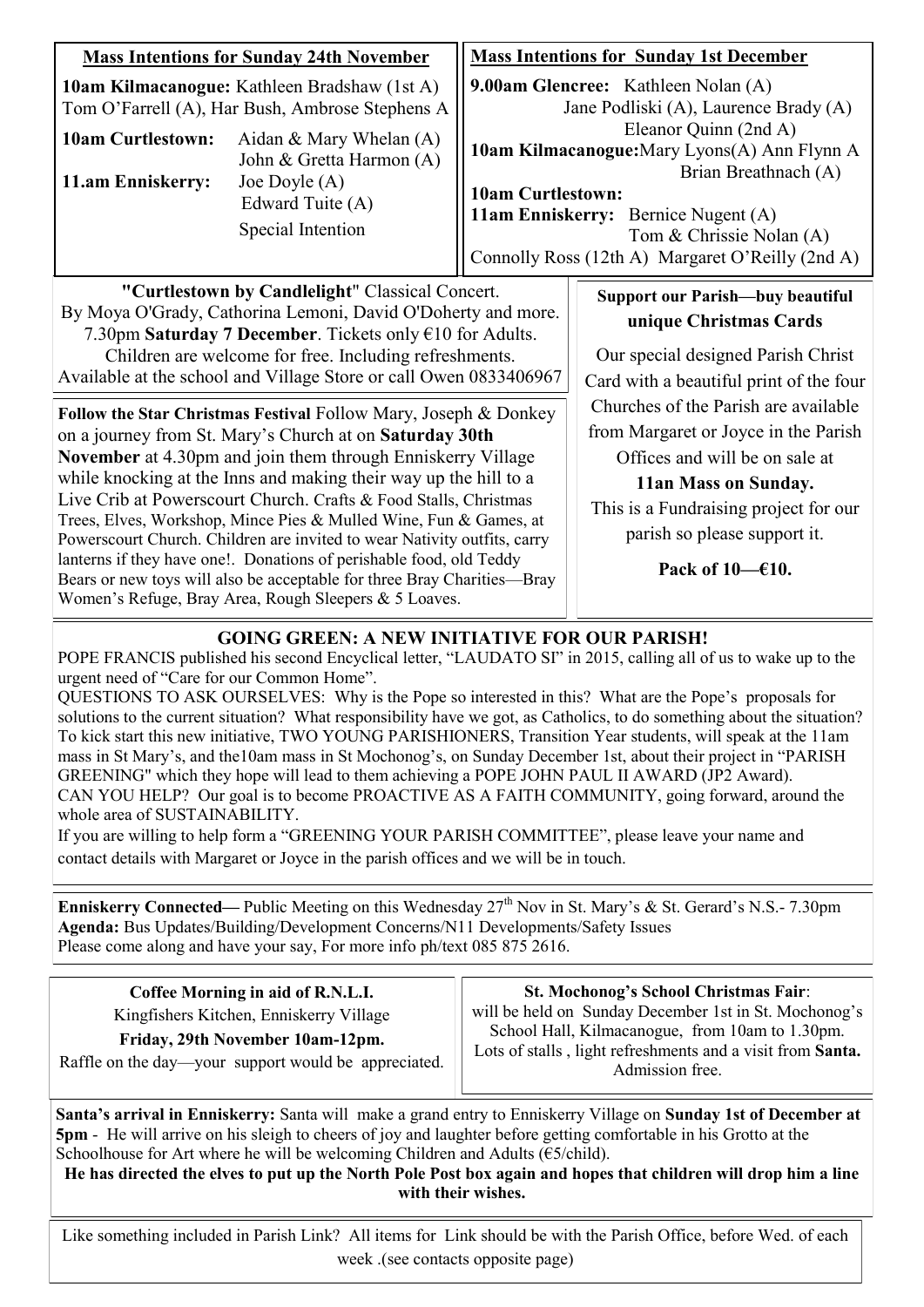## Mass Intentions for Sunday 24th November

**10am Kilmacanogue:** Kathleen Bradshaw (1st A) Tom O'Farrell (A), Har Bush, Ambrose Stephens A

**10am Curtlestown:** Aidan & Mary Whelan (A) John & Gretta Harmon (A)

**11.am Enniskerry:** Joe Doyle (A) Edward Tuite (A) Special Intention

## Mass Intentions for Sunday 1st December

**9.00am Glencree:** Kathleen Nolan (A) Jane Podliski (A), Laurence Brady (A) Eleanor Quinn (2nd A)

**10am Kilmacanogue:** Mary Lyons(A) Ann Flynn A Brian Breathnach (A)

**10am Curtlestown:**

**11am Enniskerry:** Bernice Nugent (A) Tom & Chrissie Nolan (A) Connolly Ross (12th A) Margaret O'Reilly (2nd A)

**"Curtlestown by Candlelight"** Classical Concert. By Moya O'Grady, Cathorina Lemoni, David O'Doherty and more. 7.30pm **Saturday 7 December**. Tickets only €10 for Adults. Children are welcome for free. Including refreshments. Available at the school and Village Store or call Owen 0833406967

**Follow the Star Christmas Festival** Follow Mary, Joseph & Donkey on a journey from St. Mary's Church at on **Saturday 30th November** at 4.30pm and join them through Enniskerry Village while knocking at the Inns and making their way up the hill to a Live Crib at Powerscourt Church. Crafts & Food Stalls, Christmas Trees, Elves, Workshop, Mince Pies & Mulled Wine, Fun & Games, at Powerscourt Church. Children are invited to wear Nativity outfits, carry lanterns if they have one!. Donations of perishable food, old Teddy Bears or new toys will also be acceptable for three Bray Charities—Bray Women's Refuge, Bray Area, Rough Sleepers & 5 Loaves.

**Support our Parish—buy beautiful unique Christmas Cards**

Our special designed Parish Christ Card with a beautiful print of the four Churches of the Parish are available from Margaret or Joyce in the Parish Offices and will be on sale at

**11an Mass on Sunday.**

This is a Fundraising project for our parish so please support it.

**Pack of 10—€10.**

## GOING GREEN: A NEW INITIATIVE FOR OUR PARISH!

POPE FRANCIS published his second Encyclical letter, "LAUDATO SI" in 2015, calling all of us to wake up to the urgent need of "Care for our Common Home".

QUESTIONS TO ASK OURSELVES: Why is the Pope so interested in this? What are the Pope's proposals for solutions to the current situation? What responsibility have we got, as Catholics, to do something about the situation? To kick start this new initiative, TWO YOUNG PARISHIONERS, Transition Year students, will speak at the 11am mass in St Mary's, and the10am mass in St Mochonog's, on Sunday December 1st, about their project in "PARISH GREENING" which they hope will lead to them achieving a POPE JOHN PAUL II AWARD (JP2 Award).

CAN YOU HELP? Our goal is to become PROACTIVE AS A FAITH COMMUNITY, going forward, around the whole area of SUSTAINABILITY.

If you are willing to help form a "GREENING YOUR PARISH COMMITTEE", please leave your name and contact details with Margaret or Joyce in the parish offices and we will be in touch.

**Enniskerry Connected—** Public Meeting on this Wednesday 27th Nov in St. Mary's & St. Gerard's N.S.- 7.30pm
**Agenda:** Bus Updates/Building/Development Concerns/N11 Developments/Safety Issues
Please come along and have your say, For more info ph/text 085 875 2616.

**Coffee Morning in aid of R.N.L.I.**
Kingfishers Kitchen, Enniskerry Village
**Friday, 29th November 10am-12pm.**
Raffle on the day—your support would be appreciated.

**St. Mochonog's School Christmas Fair**: will be held on Sunday December 1st in St. Mochonog's School Hall, Kilmacanogue, from 10am to 1.30pm. Lots of stalls , light refreshments and a visit from **Santa.** Admission free.

**Santa's arrival in Enniskerry:** Santa will make a grand entry to Enniskerry Village on **Sunday 1st of December at 5pm** - He will arrive on his sleigh to cheers of joy and laughter before getting comfortable in his Grotto at the Schoolhouse for Art where he will be welcoming Children and Adults (€5/child).

**He has directed the elves to put up the North Pole Post box again and hopes that children will drop him a line with their wishes.**

Like something included in Parish Link? All items for Link should be with the Parish Office, before Wed. of each week .(see contacts opposite page)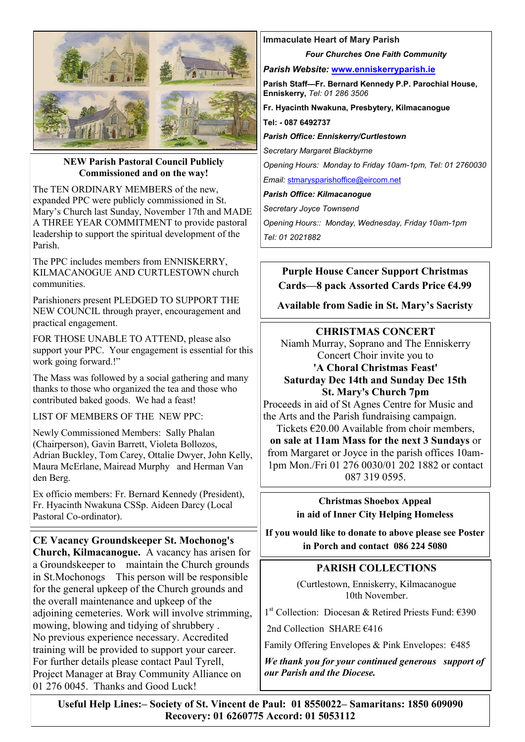## NEW Parish Pastoral Council Publicly Commissioned and on the way!

The TEN ORDINARY MEMBERS of the new, expanded PPC were publicly commissioned in St. Mary's Church last Sunday, November 17th and MADE A THREE YEAR COMMITMENT to provide pastoral leadership to support the spiritual development of the Parish.

The PPC includes members from ENNISKERRY, KILMACANOGUE AND CURTLESTOWN church communities.

Parishioners present PLEDGED TO SUPPORT THE NEW COUNCIL through prayer, encouragement and practical engagement.

FOR THOSE UNABLE TO ATTEND, please also support your PPC. Your engagement is essential for this work going forward.!"

The Mass was followed by a social gathering and many thanks to those who organized the tea and those who contributed baked goods. We had a feast!

LIST OF MEMBERS OF THE NEW PPC:

Newly Commissioned Members: Sally Phalan (Chairperson), Gavin Barrett, Violeta Bollozos, Adrian Buckley, Tom Carey, Ottalie Dwyer, John Kelly, Maura McErlane, Mairead Murphy and Herman Van den Berg.

Ex officio members: Fr. Bernard Kennedy (President), Fr. Hyacinth Nwakuna CSSp. Aideen Darcy (Local Pastoral Co-ordinator).

**CE Vacancy Groundskeeper St. Mochonog's Church, Kilmacanogue.** A vacancy has arisen for a Groundskeeper to maintain the Church grounds in St.Mochonogs This person will be responsible for the general upkeep of the Church grounds and the overall maintenance and upkeep of the adjoining cemeteries. Work will involve strimming, mowing, blowing and tidying of shrubbery . No previous experience necessary. Accredited training will be provided to support your career. For further details please contact Paul Tyrell, Project Manager at Bray Community Alliance on 01 276 0045. Thanks and Good Luck!

**Immaculate Heart of Mary Parish**

***Four Churches One Faith Community***

***Parish Website:*** **www.enniskerryparish.ie**

**Parish Staff—Fr. Bernard Kennedy P.P. Parochial House, Enniskerry,** *Tel: 01 286 3506*

**Fr. Hyacinth Nwakuna, Presbytery, Kilmacanogue**

**Tel: - 087 6492737**

***Parish Office: Enniskerry/Curtlestown***

*Secretary Margaret Blackbyrne*

*Opening Hours: Monday to Friday 10am-1pm, Tel: 01 2760030*

*Email:* stmarysparishoffice@eircom.net

***Parish Office: Kilmacanogue***

*Secretary Joyce Townsend*

*Opening Hours:: Monday, Wednesday, Friday 10am-1pm*

*Tel: 01 2021882*

**Purple House Cancer Support Christmas Cards—8 pack Assorted Cards Price €4.99**

**Available from Sadie in St. Mary's Sacristy**

## CHRISTMAS CONCERT

Niamh Murray, Soprano and The Enniskerry Concert Choir invite you to

**'A Choral Christmas Feast'**

**Saturday Dec 14th and Sunday Dec 15th**

**St. Mary's Church 7pm**

Proceeds in aid of St Agnes Centre for Music and the Arts and the Parish fundraising campaign.

Tickets €20.00 Available from choir members, **on sale at 11am Mass for the next 3 Sundays** or from Margaret or Joyce in the parish offices 10am-1pm Mon./Fri 01 276 0030/01 202 1882 or contact 087 319 0595.

**Christmas Shoebox Appeal**
**in aid of Inner City Helping Homeless**

**If you would like to donate to above please see Poster in Porch and contact 086 224 5080**

## PARISH COLLECTIONS

(Curtlestown, Enniskerry, Kilmacanogue 10th November.

1st Collection: Diocesan & Retired Priests Fund: €390

2nd Collection SHARE €416

Family Offering Envelopes & Pink Envelopes: €485

***We thank you for your continued generous support of our Parish and the Diocese.***

**Useful Help Lines:– Society of St. Vincent de Paul: 01 8550022– Samaritans: 1850 609090 Recovery: 01 6260775 Accord: 01 5053112**